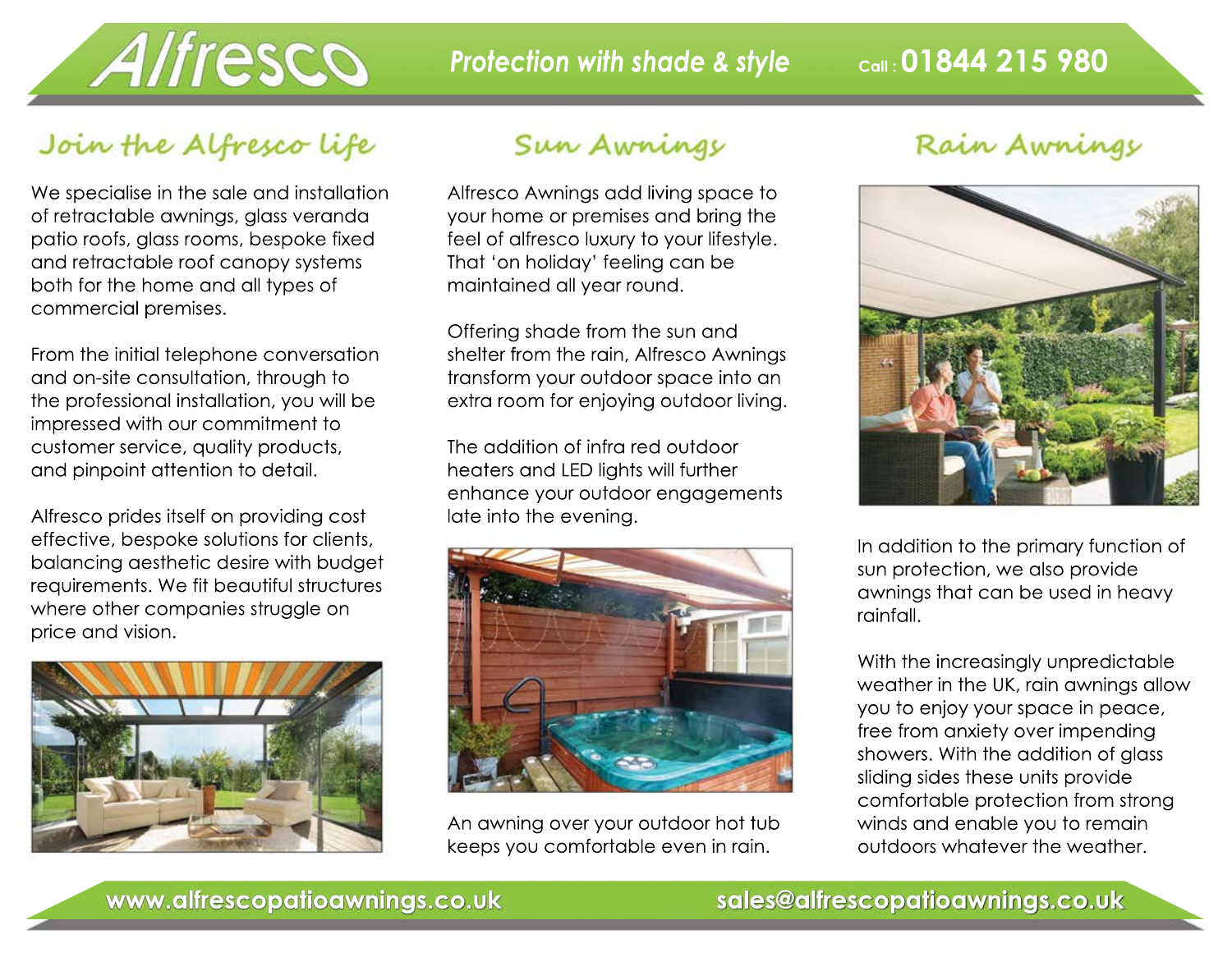# Alfresco

*Protection with shade & style*

Call : 01844 215 980

## Join the Alfresco life

We specialise in the sale and installation of retractable awnings, glass veranda patio roofs, glass rooms, bespoke fixed and retractable roof canopy systems both for the home and all types of commercial premises.

From the initial telephone conversation and on-site consultation, through to the professional installation, you will be impressed with our commitment to customer service, quality products, and pinpoint attention to detail.

Alfresco prides itself on providing cost effective, bespoke solutions for clients, balancing aesthetic desire with budget requirements. We fit beautiful structures where other companies struggle on price and vision.

## Sun Awnings

Alfresco Awnings add living space to your home or premises and bring the feel of alfresco luxury to your lifestyle. That 'on holiday' feeling can be maintained all year round.

Offering shade from the sun and shelter from the rain, Alfresco Awnings transform your outdoor space into an extra room for enjoying outdoor living.

The addition of infra red outdoor heaters and LED lights will further enhance your outdoor engagements late into the evening.

An awning over your outdoor hot tub keeps you comfortable even in rain.

## Rain Awnings

In addition to the primary function of sun protection, we also provide awnings that can be used in heavy rainfall.

With the increasingly unpredictable weather in the UK, rain awnings allow you to enjoy your space in peace, free from anxiety over impending showers. With the addition of glass sliding sides these units provide comfortable protection from strong winds and enable you to remain outdoors whatever the weather.

www.alfrescopatioawnings.co.uk

sales@alfrescopatioawnings.co.uk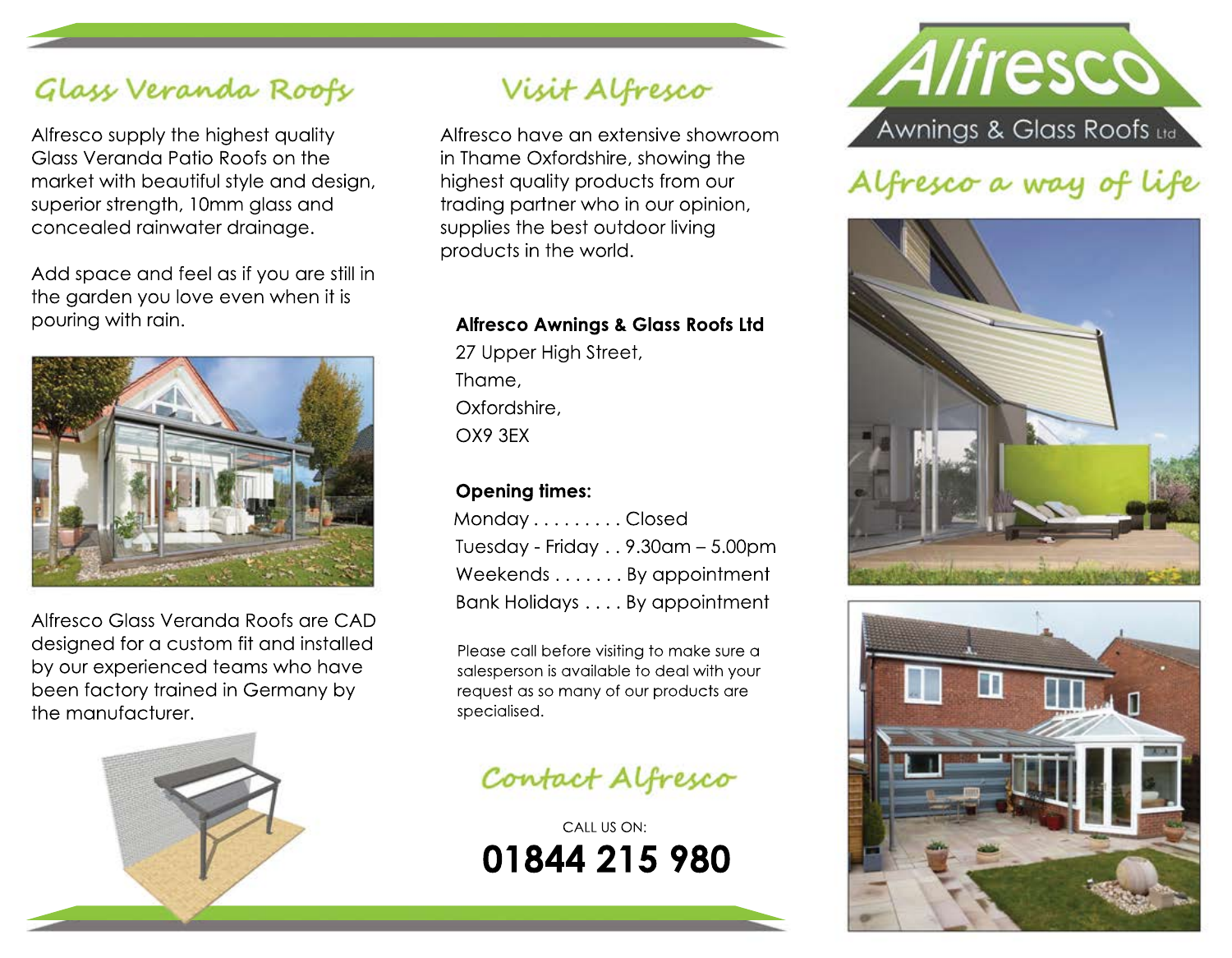## Glass Veranda Roofs

Alfresco supply the highest quality Glass Veranda Patio Roofs on the market with beautiful style and design, superior strength, 10mm glass and concealed rainwater drainage.

Add space and feel as if you are still in the garden you love even when it is pouring with rain.

Alfresco Glass Veranda Roofs are CAD designed for a custom fit and installed by our experienced teams who have been factory trained in Germany by the manufacturer.

## Visit Alfresco

Alfresco have an extensive showroom in Thame Oxfordshire, showing the highest quality products from our trading partner who in our opinion, supplies the best outdoor living products in the world.

**Alfresco Awnings & Glass Roofs Ltd**
27 Upper High Street,
Thame,
Oxfordshire,
OX9 3EX

**Opening times:**

Monday . . . . . . . . . Closed
Tuesday - Friday . . 9.30am – 5.00pm
Weekends . . . . . . . By appointment
Bank Holidays . . . . By appointment

Please call before visiting to make sure a salesperson is available to deal with your request as so many of our products are specialised.

## Contact Alfresco

CALL US ON:

**01844 215 980**

# Alfresco

Awnings & Glass Roofs Ltd

*Alfresco a way of life*